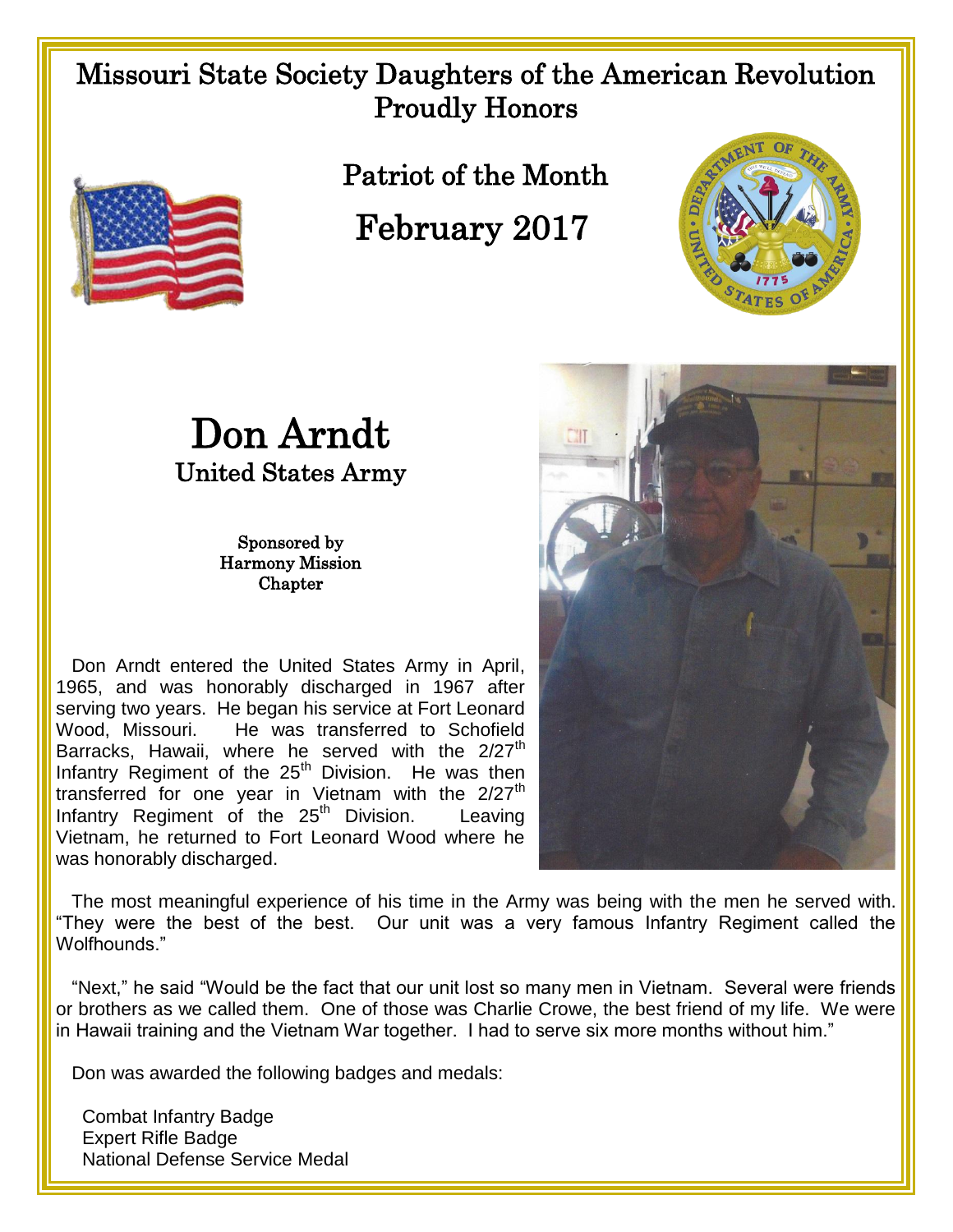Missouri State Society Daughters of the American Revolution
Proudly Honors

Patriot of the Month

February 2017

# Don Arndt

## United States Army

Sponsored by
Harmony Mission
Chapter

Don Arndt entered the United States Army in April, 1965, and was honorably discharged in 1967 after serving two years. He began his service at Fort Leonard Wood, Missouri. He was transferred to Schofield Barracks, Hawaii, where he served with the 2/27th Infantry Regiment of the 25th Division. He was then transferred for one year in Vietnam with the 2/27th Infantry Regiment of the 25th Division. Leaving Vietnam, he returned to Fort Leonard Wood where he was honorably discharged.

The most meaningful experience of his time in the Army was being with the men he served with. "They were the best of the best. Our unit was a very famous Infantry Regiment called the Wolfhounds."

"Next," he said "Would be the fact that our unit lost so many men in Vietnam. Several were friends or brothers as we called them. One of those was Charlie Crowe, the best friend of my life. We were in Hawaii training and the Vietnam War together. I had to serve six more months without him."

Don was awarded the following badges and medals:

Combat Infantry Badge
Expert Rifle Badge
National Defense Service Medal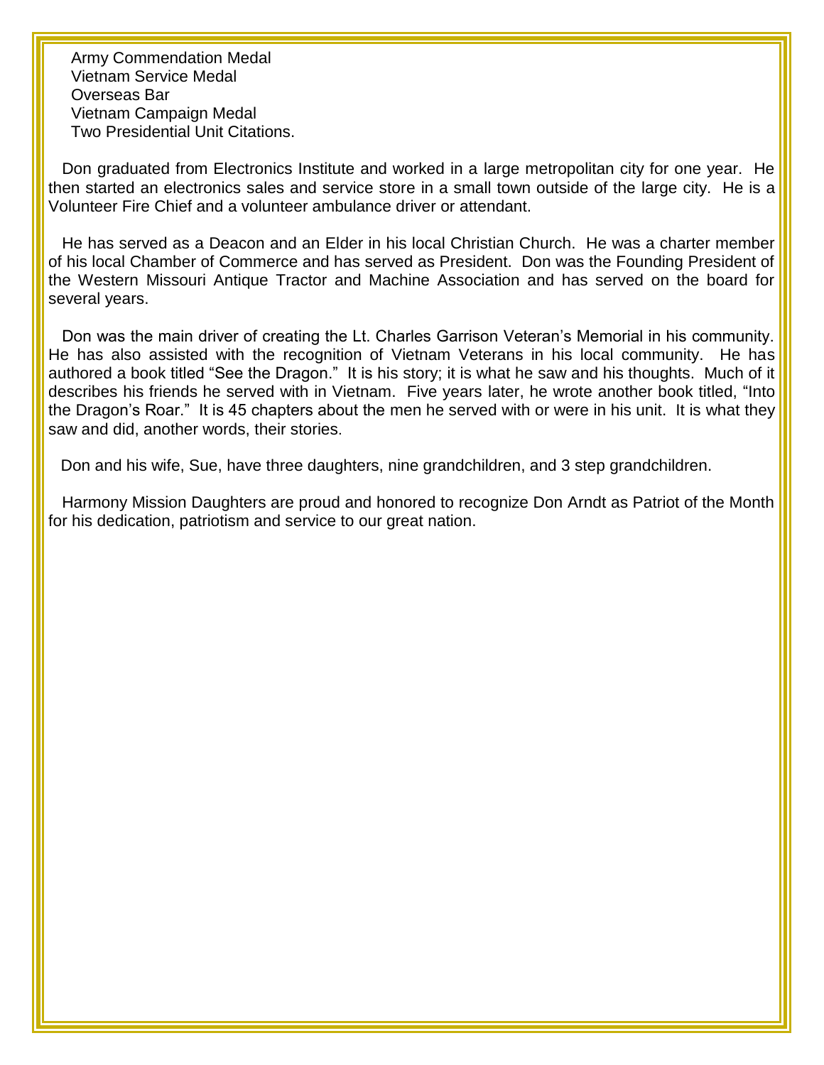Army Commendation Medal
Vietnam Service Medal
Overseas Bar
Vietnam Campaign Medal
Two Presidential Unit Citations.

Don graduated from Electronics Institute and worked in a large metropolitan city for one year. He then started an electronics sales and service store in a small town outside of the large city. He is a Volunteer Fire Chief and a volunteer ambulance driver or attendant.

He has served as a Deacon and an Elder in his local Christian Church. He was a charter member of his local Chamber of Commerce and has served as President. Don was the Founding President of the Western Missouri Antique Tractor and Machine Association and has served on the board for several years.

Don was the main driver of creating the Lt. Charles Garrison Veteran's Memorial in his community. He has also assisted with the recognition of Vietnam Veterans in his local community. He has authored a book titled "See the Dragon." It is his story; it is what he saw and his thoughts. Much of it describes his friends he served with in Vietnam. Five years later, he wrote another book titled, "Into the Dragon's Roar." It is 45 chapters about the men he served with or were in his unit. It is what they saw and did, another words, their stories.

Don and his wife, Sue, have three daughters, nine grandchildren, and 3 step grandchildren.

Harmony Mission Daughters are proud and honored to recognize Don Arndt as Patriot of the Month for his dedication, patriotism and service to our great nation.